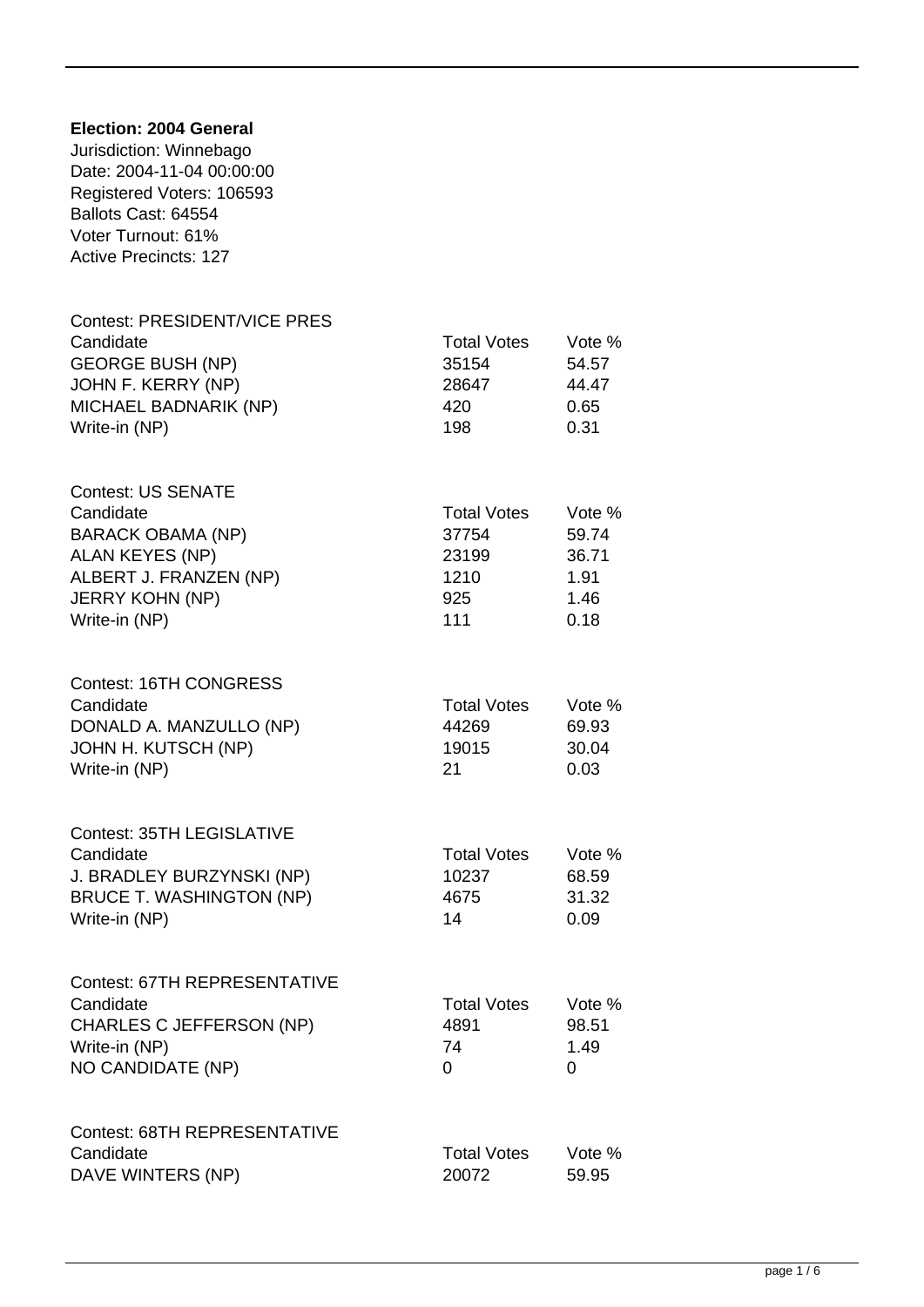**Election: 2004 General**
Jurisdiction: Winnebago
Date: 2004-11-04 00:00:00
Registered Voters: 106593
Ballots Cast: 64554
Voter Turnout: 61%
Active Precincts: 127

Contest: PRESIDENT/VICE PRES

| Candidate | Total Votes | Vote % |
|---|---|---|
| GEORGE BUSH (NP) | 35154 | 54.57 |
| JOHN F. KERRY (NP) | 28647 | 44.47 |
| MICHAEL BADNARIK (NP) | 420 | 0.65 |
| Write-in (NP) | 198 | 0.31 |

Contest: US SENATE

| Candidate | Total Votes | Vote % |
|---|---|---|
| BARACK OBAMA (NP) | 37754 | 59.74 |
| ALAN KEYES (NP) | 23199 | 36.71 |
| ALBERT J. FRANZEN (NP) | 1210 | 1.91 |
| JERRY KOHN (NP) | 925 | 1.46 |
| Write-in (NP) | 111 | 0.18 |

Contest: 16TH CONGRESS

| Candidate | Total Votes | Vote % |
|---|---|---|
| DONALD A. MANZULLO (NP) | 44269 | 69.93 |
| JOHN H. KUTSCH (NP) | 19015 | 30.04 |
| Write-in (NP) | 21 | 0.03 |

Contest: 35TH LEGISLATIVE

| Candidate | Total Votes | Vote % |
|---|---|---|
| J. BRADLEY BURZYNSKI (NP) | 10237 | 68.59 |
| BRUCE T. WASHINGTON (NP) | 4675 | 31.32 |
| Write-in (NP) | 14 | 0.09 |

Contest: 67TH REPRESENTATIVE

| Candidate | Total Votes | Vote % |
|---|---|---|
| CHARLES C JEFFERSON (NP) | 4891 | 98.51 |
| Write-in (NP) | 74 | 1.49 |
| NO CANDIDATE (NP) | 0 | 0 |

Contest: 68TH REPRESENTATIVE

| Candidate | Total Votes | Vote % |
|---|---|---|
| DAVE WINTERS (NP) | 20072 | 59.95 |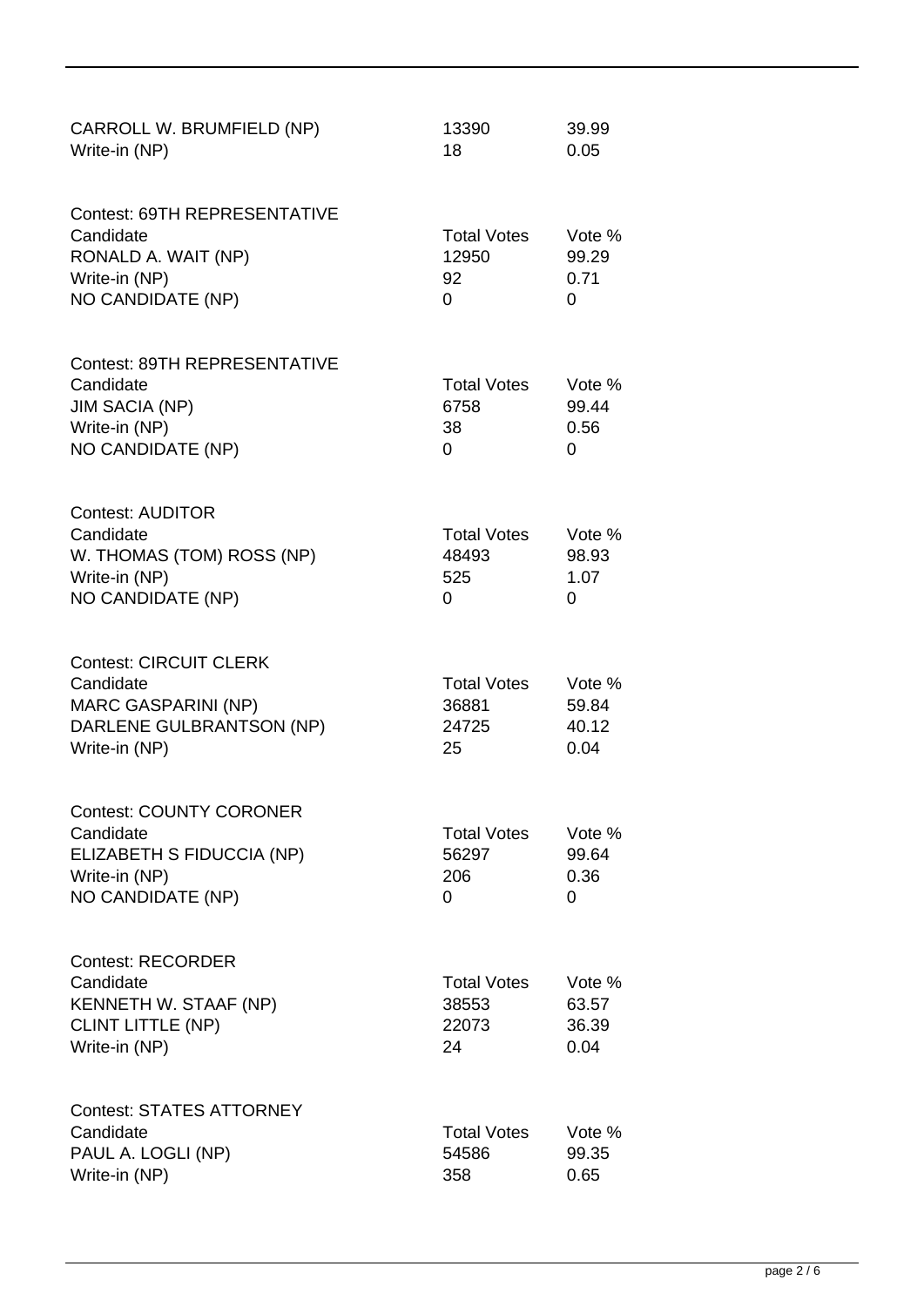| | | |
|---|---|---|
| CARROLL W. BRUMFIELD (NP) | 13390 | 39.99 |
| Write-in (NP) | 18 | 0.05 |

Contest: 69TH REPRESENTATIVE

| Candidate | Total Votes | Vote % |
|---|---|---|
| RONALD A. WAIT (NP) | 12950 | 99.29 |
| Write-in (NP) | 92 | 0.71 |
| NO CANDIDATE (NP) | 0 | 0 |

Contest: 89TH REPRESENTATIVE

| Candidate | Total Votes | Vote % |
|---|---|---|
| JIM SACIA (NP) | 6758 | 99.44 |
| Write-in (NP) | 38 | 0.56 |
| NO CANDIDATE (NP) | 0 | 0 |

Contest: AUDITOR

| Candidate | Total Votes | Vote % |
|---|---|---|
| W. THOMAS (TOM) ROSS (NP) | 48493 | 98.93 |
| Write-in (NP) | 525 | 1.07 |
| NO CANDIDATE (NP) | 0 | 0 |

Contest: CIRCUIT CLERK

| Candidate | Total Votes | Vote % |
|---|---|---|
| MARC GASPARINI (NP) | 36881 | 59.84 |
| DARLENE GULBRANTSON (NP) | 24725 | 40.12 |
| Write-in (NP) | 25 | 0.04 |

Contest: COUNTY CORONER

| Candidate | Total Votes | Vote % |
|---|---|---|
| ELIZABETH S FIDUCCIA (NP) | 56297 | 99.64 |
| Write-in (NP) | 206 | 0.36 |
| NO CANDIDATE (NP) | 0 | 0 |

Contest: RECORDER

| Candidate | Total Votes | Vote % |
|---|---|---|
| KENNETH W. STAAF (NP) | 38553 | 63.57 |
| CLINT LITTLE (NP) | 22073 | 36.39 |
| Write-in (NP) | 24 | 0.04 |

Contest: STATES ATTORNEY

| Candidate | Total Votes | Vote % |
|---|---|---|
| PAUL A. LOGLI (NP) | 54586 | 99.35 |
| Write-in (NP) | 358 | 0.65 |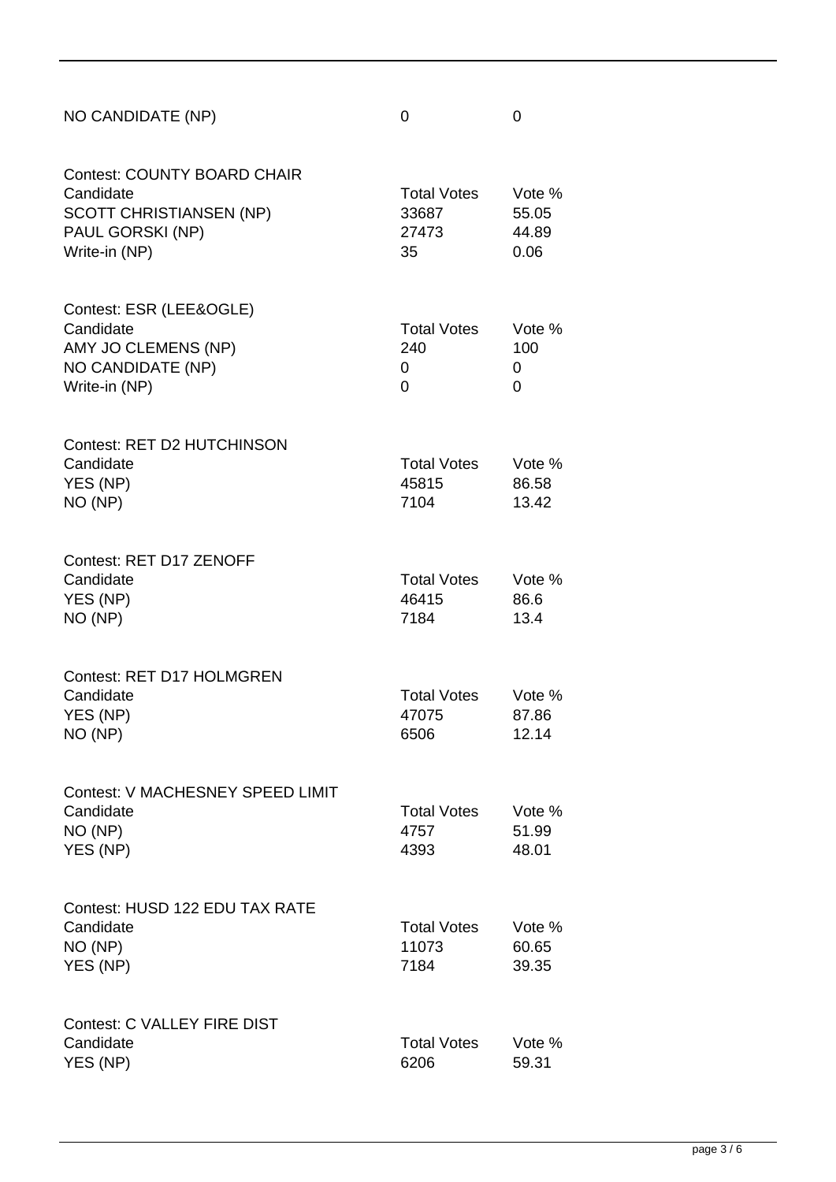| NO CANDIDATE (NP) | 0 | 0 |
|---|---|---|

Contest: COUNTY BOARD CHAIR

| Candidate | Total Votes | Vote % |
|---|---|---|
| SCOTT CHRISTIANSEN (NP) | 33687 | 55.05 |
| PAUL GORSKI (NP) | 27473 | 44.89 |
| Write-in (NP) | 35 | 0.06 |

Contest: ESR (LEE&OGLE)

| Candidate | Total Votes | Vote % |
|---|---|---|
| AMY JO CLEMENS (NP) | 240 | 100 |
| NO CANDIDATE (NP) | 0 | 0 |
| Write-in (NP) | 0 | 0 |

Contest: RET D2 HUTCHINSON

| Candidate | Total Votes | Vote % |
|---|---|---|
| YES (NP) | 45815 | 86.58 |
| NO (NP) | 7104 | 13.42 |

Contest: RET D17 ZENOFF

| Candidate | Total Votes | Vote % |
|---|---|---|
| YES (NP) | 46415 | 86.6 |
| NO (NP) | 7184 | 13.4 |

Contest: RET D17 HOLMGREN

| Candidate | Total Votes | Vote % |
|---|---|---|
| YES (NP) | 47075 | 87.86 |
| NO (NP) | 6506 | 12.14 |

Contest: V MACHESNEY SPEED LIMIT

| Candidate | Total Votes | Vote % |
|---|---|---|
| NO (NP) | 4757 | 51.99 |
| YES (NP) | 4393 | 48.01 |

Contest: HUSD 122 EDU TAX RATE

| Candidate | Total Votes | Vote % |
|---|---|---|
| NO (NP) | 11073 | 60.65 |
| YES (NP) | 7184 | 39.35 |

Contest: C VALLEY FIRE DIST

| Candidate | Total Votes | Vote % |
|---|---|---|
| YES (NP) | 6206 | 59.31 |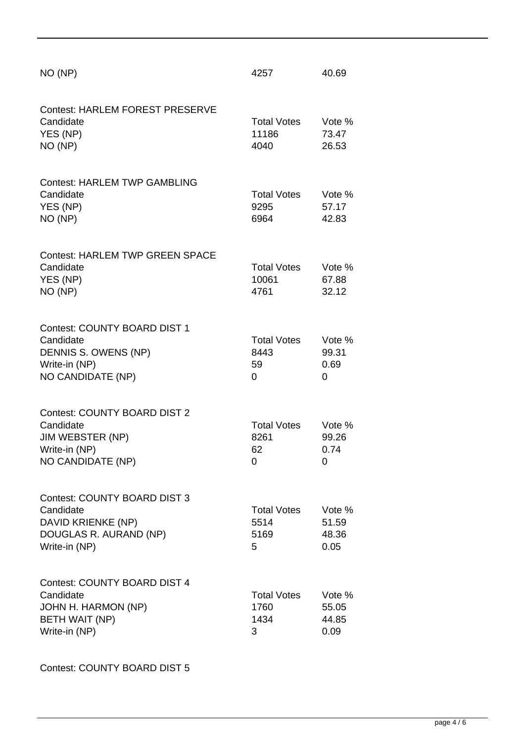| NO (NP) | 4257 | 40.69 |
|---|---|---|

Contest: HARLEM FOREST PRESERVE

| Candidate | Total Votes | Vote % |
|---|---|---|
| YES (NP) | 11186 | 73.47 |
| NO (NP) | 4040 | 26.53 |

Contest: HARLEM TWP GAMBLING

| Candidate | Total Votes | Vote % |
|---|---|---|
| YES (NP) | 9295 | 57.17 |
| NO (NP) | 6964 | 42.83 |

Contest: HARLEM TWP GREEN SPACE

| Candidate | Total Votes | Vote % |
|---|---|---|
| YES (NP) | 10061 | 67.88 |
| NO (NP) | 4761 | 32.12 |

Contest: COUNTY BOARD DIST 1

| Candidate | Total Votes | Vote % |
|---|---|---|
| DENNIS S. OWENS (NP) | 8443 | 99.31 |
| Write-in (NP) | 59 | 0.69 |
| NO CANDIDATE (NP) | 0 | 0 |

Contest: COUNTY BOARD DIST 2

| Candidate | Total Votes | Vote % |
|---|---|---|
| JIM WEBSTER (NP) | 8261 | 99.26 |
| Write-in (NP) | 62 | 0.74 |
| NO CANDIDATE (NP) | 0 | 0 |

Contest: COUNTY BOARD DIST 3

| Candidate | Total Votes | Vote % |
|---|---|---|
| DAVID KRIENKE (NP) | 5514 | 51.59 |
| DOUGLAS R. AURAND (NP) | 5169 | 48.36 |
| Write-in (NP) | 5 | 0.05 |

Contest: COUNTY BOARD DIST 4

| Candidate | Total Votes | Vote % |
|---|---|---|
| JOHN H. HARMON (NP) | 1760 | 55.05 |
| BETH WAIT (NP) | 1434 | 44.85 |
| Write-in (NP) | 3 | 0.09 |

Contest: COUNTY BOARD DIST 5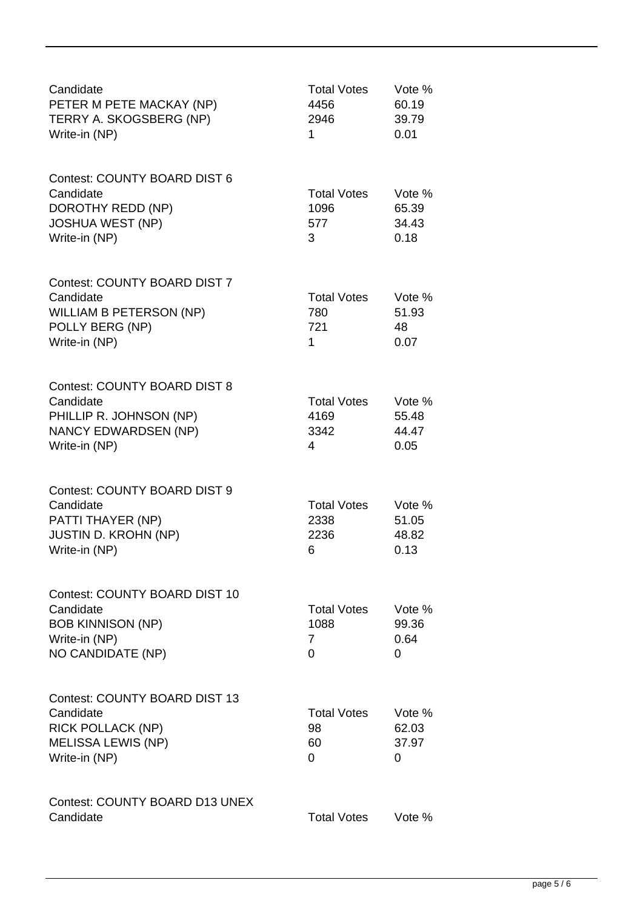| Candidate | Total Votes | Vote % |
|---|---|---|
| PETER M PETE MACKAY (NP) | 4456 | 60.19 |
| TERRY A. SKOGSBERG (NP) | 2946 | 39.79 |
| Write-in (NP) | 1 | 0.01 |

Contest: COUNTY BOARD DIST 6

| Candidate | Total Votes | Vote % |
|---|---|---|
| DOROTHY REDD (NP) | 1096 | 65.39 |
| JOSHUA WEST (NP) | 577 | 34.43 |
| Write-in (NP) | 3 | 0.18 |

Contest: COUNTY BOARD DIST 7

| Candidate | Total Votes | Vote % |
|---|---|---|
| WILLIAM B PETERSON (NP) | 780 | 51.93 |
| POLLY BERG (NP) | 721 | 48 |
| Write-in (NP) | 1 | 0.07 |

Contest: COUNTY BOARD DIST 8

| Candidate | Total Votes | Vote % |
|---|---|---|
| PHILLIP R. JOHNSON (NP) | 4169 | 55.48 |
| NANCY EDWARDSEN (NP) | 3342 | 44.47 |
| Write-in (NP) | 4 | 0.05 |

Contest: COUNTY BOARD DIST 9

| Candidate | Total Votes | Vote % |
|---|---|---|
| PATTI THAYER (NP) | 2338 | 51.05 |
| JUSTIN D. KROHN (NP) | 2236 | 48.82 |
| Write-in (NP) | 6 | 0.13 |

Contest: COUNTY BOARD DIST 10

| Candidate | Total Votes | Vote % |
|---|---|---|
| BOB KINNISON (NP) | 1088 | 99.36 |
| Write-in (NP) | 7 | 0.64 |
| NO CANDIDATE (NP) | 0 | 0 |

Contest: COUNTY BOARD DIST 13

| Candidate | Total Votes | Vote % |
|---|---|---|
| RICK POLLACK (NP) | 98 | 62.03 |
| MELISSA LEWIS (NP) | 60 | 37.97 |
| Write-in (NP) | 0 | 0 |

Contest: COUNTY BOARD D13 UNEX

| Candidate | Total Votes | Vote % |
|---|---|---|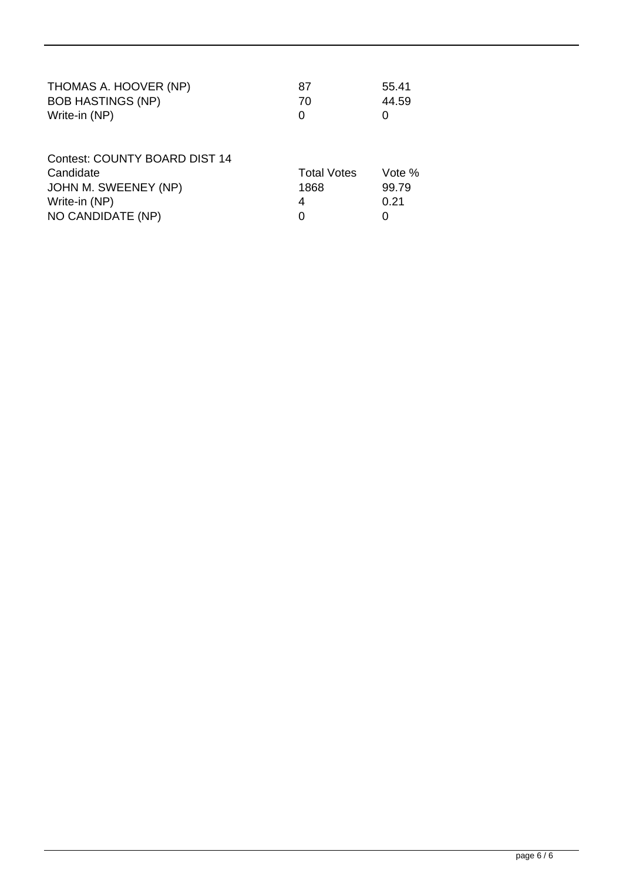| | | |
|---|---|---|
| THOMAS A. HOOVER (NP) | 87 | 55.41 |
| BOB HASTINGS (NP) | 70 | 44.59 |
| Write-in (NP) | 0 | 0 |

Contest: COUNTY BOARD DIST 14

| Candidate | Total Votes | Vote % |
|---|---|---|
| JOHN M. SWEENEY (NP) | 1868 | 99.79 |
| Write-in (NP) | 4 | 0.21 |
| NO CANDIDATE (NP) | 0 | 0 |